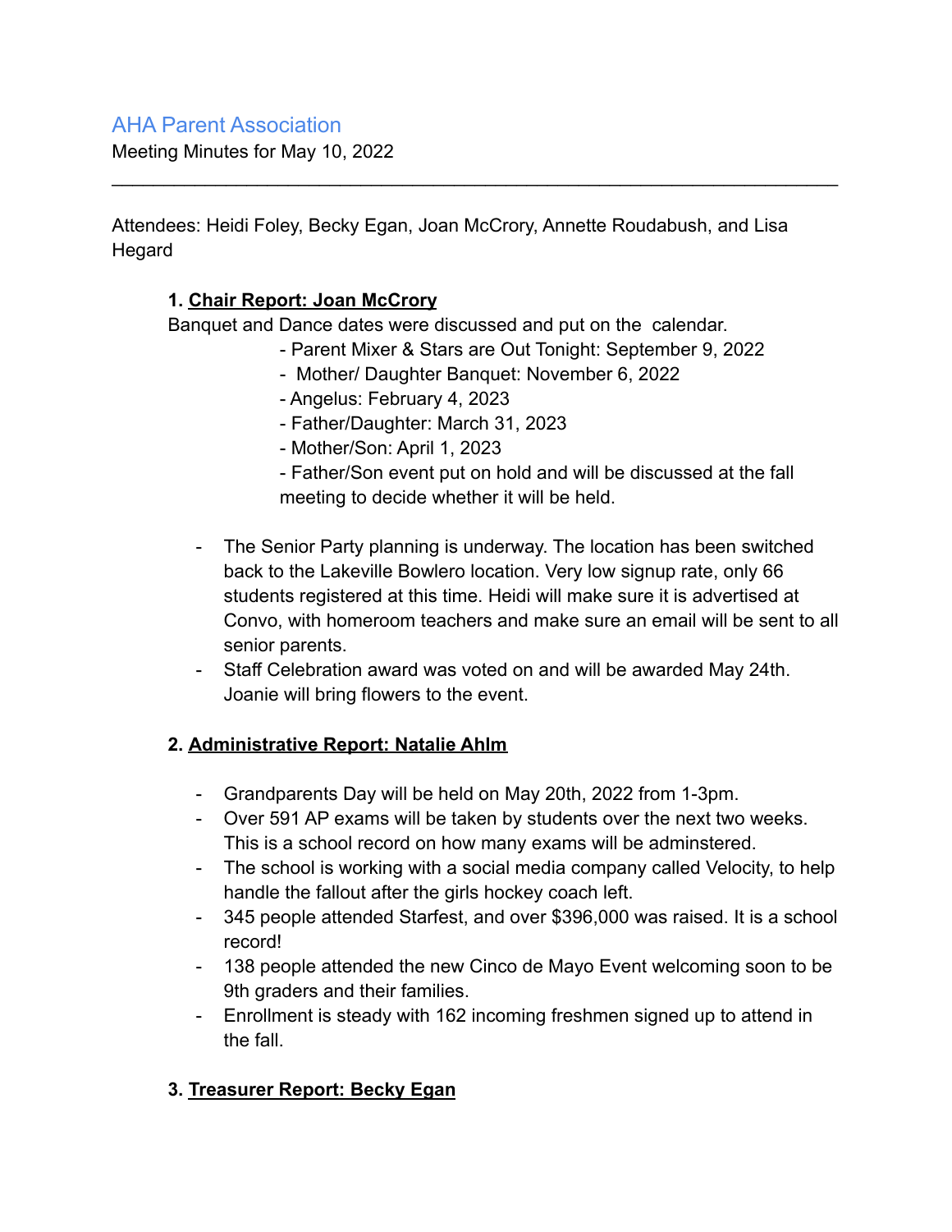## AHA Parent Association

Meeting Minutes for May 10, 2022

---

Attendees: Heidi Foley, Becky Egan, Joan McCrory, Annette Roudabush, and Lisa Hegard

### 1. Chair Report: Joan McCrory

Banquet and Dance dates were discussed and put on the calendar.

- Parent Mixer & Stars are Out Tonight: September 9, 2022
- Mother/ Daughter Banquet: November 6, 2022
- Angelus: February 4, 2023
- Father/Daughter: March 31, 2023
- Mother/Son: April 1, 2023
- Father/Son event put on hold and will be discussed at the fall meeting to decide whether it will be held.

- The Senior Party planning is underway. The location has been switched back to the Lakeville Bowlero location. Very low signup rate, only 66 students registered at this time. Heidi will make sure it is advertised at Convo, with homeroom teachers and make sure an email will be sent to all senior parents.
- Staff Celebration award was voted on and will be awarded May 24th. Joanie will bring flowers to the event.

### 2. Administrative Report: Natalie Ahlm

- Grandparents Day will be held on May 20th, 2022 from 1-3pm.
- Over 591 AP exams will be taken by students over the next two weeks. This is a school record on how many exams will be adminstered.
- The school is working with a social media company called Velocity, to help handle the fallout after the girls hockey coach left.
- 345 people attended Starfest, and over $396,000 was raised. It is a school record!
- 138 people attended the new Cinco de Mayo Event welcoming soon to be 9th graders and their families.
- Enrollment is steady with 162 incoming freshmen signed up to attend in the fall.

### 3. Treasurer Report: Becky Egan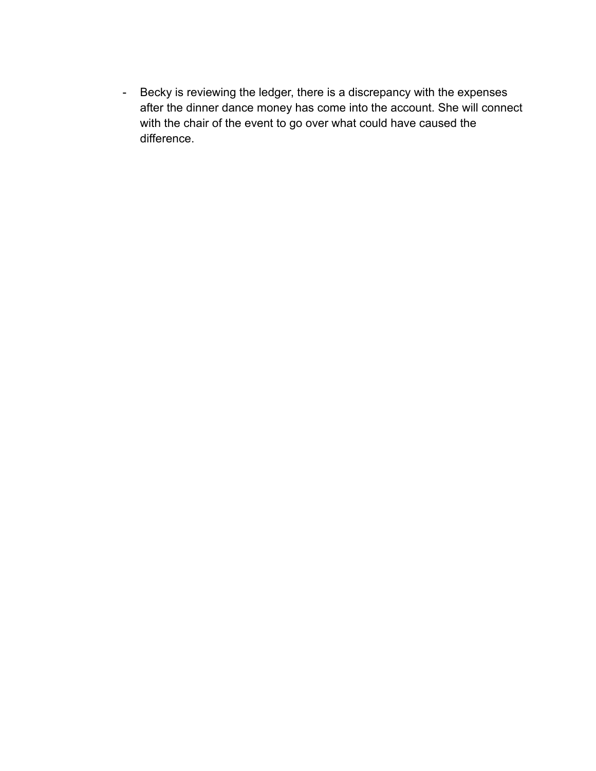- Becky is reviewing the ledger, there is a discrepancy with the expenses after the dinner dance money has come into the account. She will connect with the chair of the event to go over what could have caused the difference.